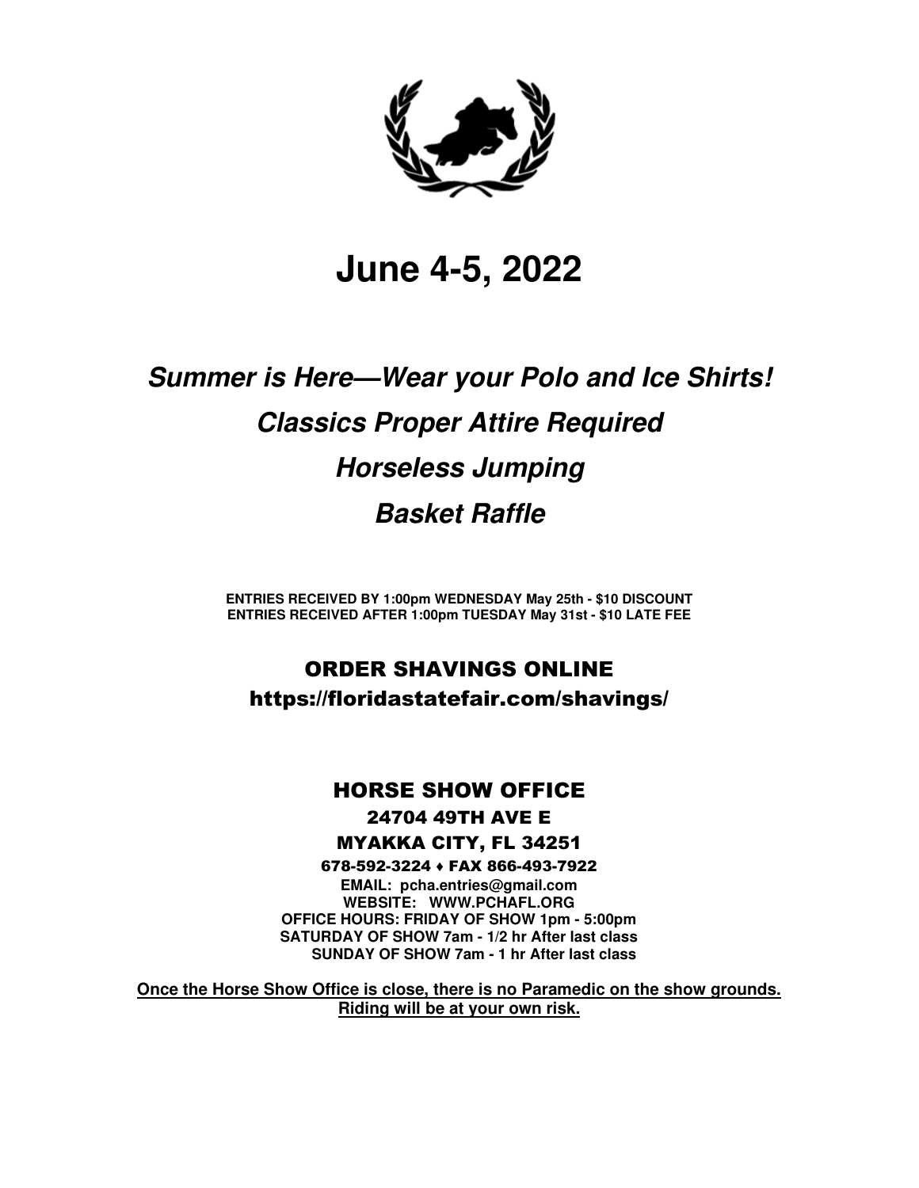# June 4-5, 2022

## *Summer is Here—Wear your Polo and Ice Shirts!*

## *Classics Proper Attire Required*

## *Horseless Jumping*

## *Basket Raffle*

**ENTRIES RECEIVED BY 1:00pm WEDNESDAY May 25th - $10 DISCOUNT**
**ENTRIES RECEIVED AFTER 1:00pm TUESDAY May 31st - $10 LATE FEE**

## ORDER SHAVINGS ONLINE

**https://floridastatefair.com/shavings/**

## HORSE SHOW OFFICE

**24704 49TH AVE E**

**MYAKKA CITY, FL 34251**

**678-592-3224 ♦ FAX 866-493-7922**

**EMAIL: pcha.entries@gmail.com**
**WEBSITE: WWW.PCHAFL.ORG**
**OFFICE HOURS: FRIDAY OF SHOW 1pm - 5:00pm**
**SATURDAY OF SHOW 7am - 1/2 hr After last class**
**SUNDAY OF SHOW 7am - 1 hr After last class**

**Once the Horse Show Office is close, there is no Paramedic on the show grounds.**
**Riding will be at your own risk.**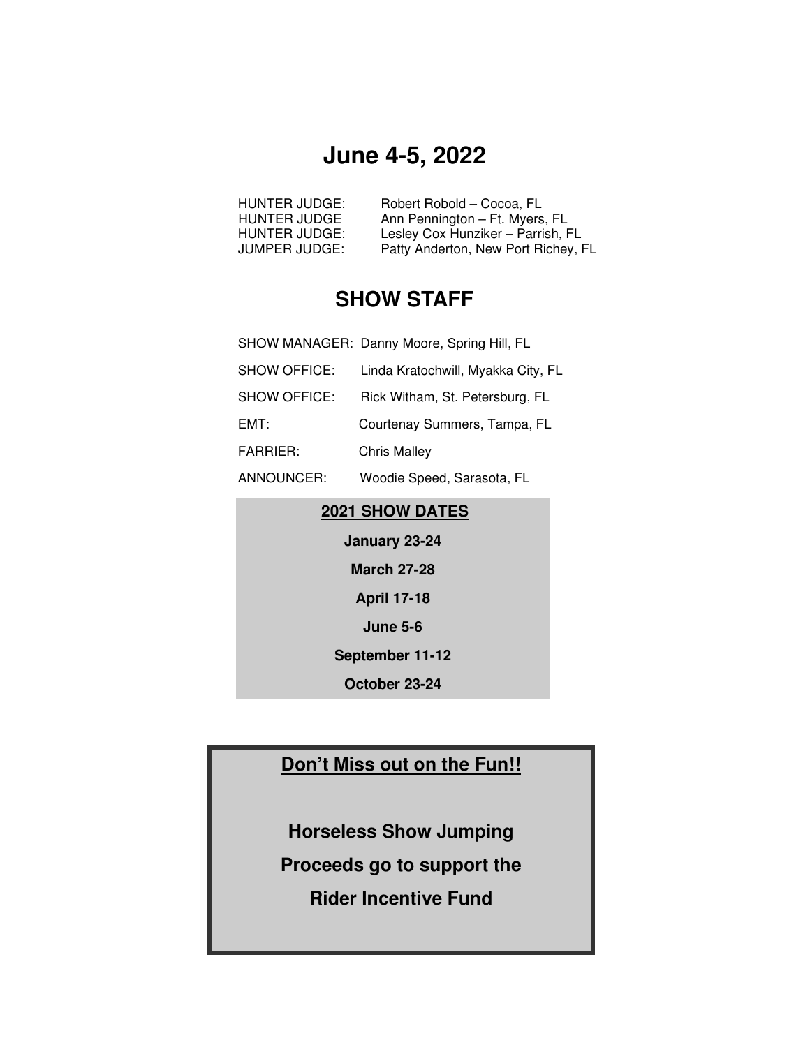# June 4-5, 2022

HUNTER JUDGE: Robert Robold – Cocoa, FL
HUNTER JUDGE Ann Pennington – Ft. Myers, FL
HUNTER JUDGE: Lesley Cox Hunziker – Parrish, FL
JUMPER JUDGE: Patty Anderton, New Port Richey, FL

## SHOW STAFF

SHOW MANAGER: Danny Moore, Spring Hill, FL

SHOW OFFICE: Linda Kratochwill, Myakka City, FL

SHOW OFFICE: Rick Witham, St. Petersburg, FL

EMT: Courtenay Summers, Tampa, FL

FARRIER: Chris Malley

ANNOUNCER: Woodie Speed, Sarasota, FL

**2021 SHOW DATES**

**January 23-24**

**March 27-28**

**April 17-18**

**June 5-6**

**September 11-12**

**October 23-24**

**Don't Miss out on the Fun!!**

**Horseless Show Jumping**

**Proceeds go to support the**

**Rider Incentive Fund**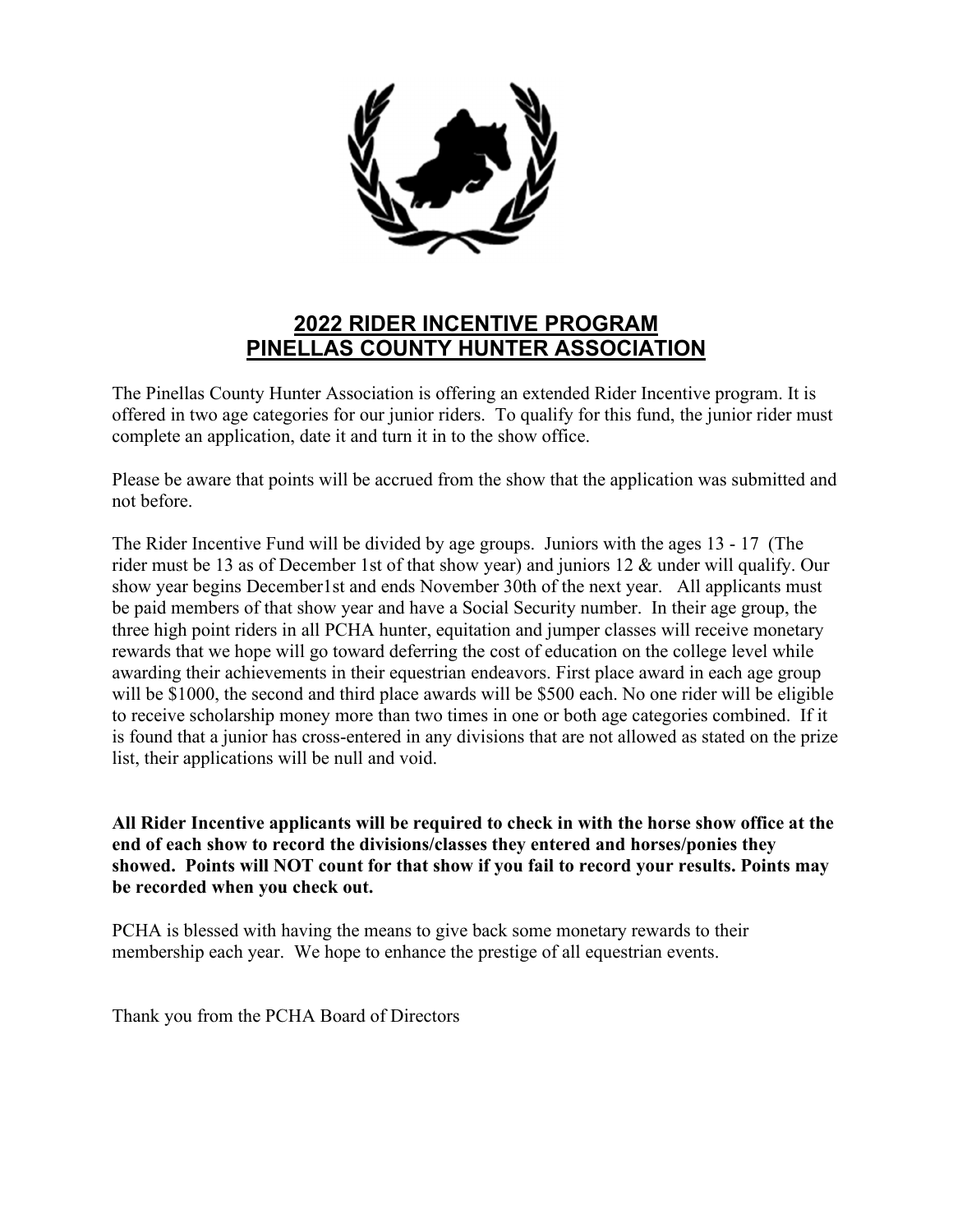# 2022 RIDER INCENTIVE PROGRAM
# PINELLAS COUNTY HUNTER ASSOCIATION

The Pinellas County Hunter Association is offering an extended Rider Incentive program. It is offered in two age categories for our junior riders. To qualify for this fund, the junior rider must complete an application, date it and turn it in to the show office.

Please be aware that points will be accrued from the show that the application was submitted and not before.

The Rider Incentive Fund will be divided by age groups. Juniors with the ages 13 - 17 (The rider must be 13 as of December 1st of that show year) and juniors 12 & under will qualify. Our show year begins December1st and ends November 30th of the next year. All applicants must be paid members of that show year and have a Social Security number. In their age group, the three high point riders in all PCHA hunter, equitation and jumper classes will receive monetary rewards that we hope will go toward deferring the cost of education on the college level while awarding their achievements in their equestrian endeavors. First place award in each age group will be $1000, the second and third place awards will be $500 each. No one rider will be eligible to receive scholarship money more than two times in one or both age categories combined. If it is found that a junior has cross-entered in any divisions that are not allowed as stated on the prize list, their applications will be null and void.

**All Rider Incentive applicants will be required to check in with the horse show office at the end of each show to record the divisions/classes they entered and horses/ponies they showed. Points will NOT count for that show if you fail to record your results. Points may be recorded when you check out.**

PCHA is blessed with having the means to give back some monetary rewards to their membership each year. We hope to enhance the prestige of all equestrian events.

Thank you from the PCHA Board of Directors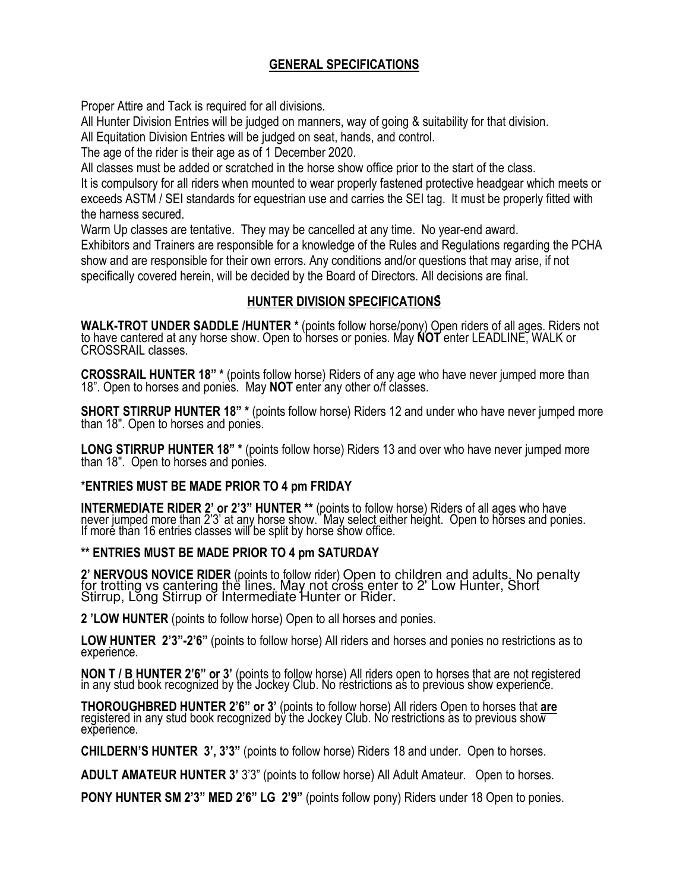## GENERAL SPECIFICATIONS

Proper Attire and Tack is required for all divisions.

All Hunter Division Entries will be judged on manners, way of going & suitability for that division.

All Equitation Division Entries will be judged on seat, hands, and control.

The age of the rider is their age as of 1 December 2020.

All classes must be added or scratched in the horse show office prior to the start of the class.

It is compulsory for all riders when mounted to wear properly fastened protective headgear which meets or exceeds ASTM / SEI standards for equestrian use and carries the SEI tag. It must be properly fitted with the harness secured.

Warm Up classes are tentative. They may be cancelled at any time. No year-end award.

Exhibitors and Trainers are responsible for a knowledge of the Rules and Regulations regarding the PCHA show and are responsible for their own errors. Any conditions and/or questions that may arise, if not specifically covered herein, will be decided by the Board of Directors. All decisions are final.

## HUNTER DIVISION SPECIFICATIONS

**WALK-TROT UNDER SADDLE /HUNTER *** (points follow horse/pony) Open riders of all ages. Riders not to have cantered at any horse show. Open to horses or ponies. May **NOT** enter LEADLINE, WALK or CROSSRAIL classes.

**CROSSRAIL HUNTER 18" *** (points follow horse) Riders of any age who have never jumped more than 18". Open to horses and ponies. May **NOT** enter any other o/f classes.

**SHORT STIRRUP HUNTER 18" *** (points follow horse) Riders 12 and under who have never jumped more than 18". Open to horses and ponies.

**LONG STIRRUP HUNTER 18" *** (points follow horse) Riders 13 and over who have never jumped more than 18". Open to horses and ponies.

***ENTRIES MUST BE MADE PRIOR TO 4 pm FRIDAY**

**INTERMEDIATE RIDER 2' or 2'3" HUNTER **** (points to follow horse) Riders of all ages who have never jumped more than 2'3' at any horse show. May select either height. Open to horses and ponies. If more than 16 entries classes will be split by horse show office.

**** ENTRIES MUST BE MADE PRIOR TO 4 pm SATURDAY**

**2' NERVOUS NOVICE RIDER** (points to follow rider) Open to children and adults. No penalty for trotting vs cantering the lines. May not cross enter to 2' Low Hunter, Short Stirrup, Long Stirrup or Intermediate Hunter or Rider.

**2 'LOW HUNTER** (points to follow horse) Open to all horses and ponies.

**LOW HUNTER 2'3"-2'6"** (points to follow horse) All riders and horses and ponies no restrictions as to experience.

**NON T / B HUNTER 2'6" or 3'** (points to follow horse) All riders open to horses that are not registered in any stud book recognized by the Jockey Club. No restrictions as to previous show experience.

**THOROUGHBRED HUNTER 2'6" or 3'** (points to follow horse) All riders Open to horses that **are** registered in any stud book recognized by the Jockey Club. No restrictions as to previous show experience.

**CHILDERN'S HUNTER 3', 3'3"** (points to follow horse) Riders 18 and under. Open to horses.

**ADULT AMATEUR HUNTER 3'** 3'3" (points to follow horse) All Adult Amateur. Open to horses.

**PONY HUNTER SM 2'3" MED 2'6" LG 2'9"** (points follow pony) Riders under 18 Open to ponies.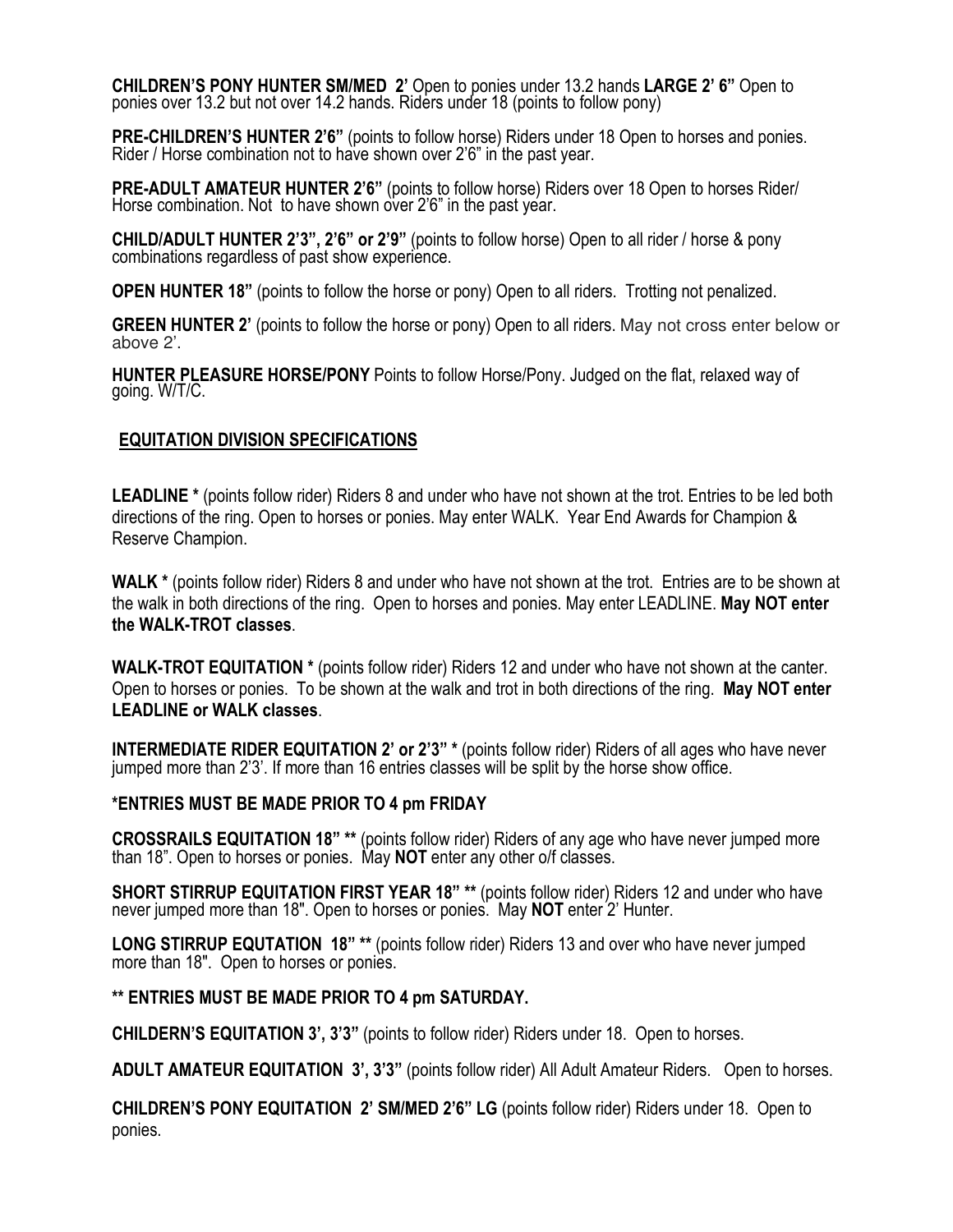**CHILDREN'S PONY HUNTER SM/MED 2'** Open to ponies under 13.2 hands **LARGE 2' 6"** Open to ponies over 13.2 but not over 14.2 hands. Riders under 18 (points to follow pony)

**PRE-CHILDREN'S HUNTER 2'6"** (points to follow horse) Riders under 18 Open to horses and ponies. Rider / Horse combination not to have shown over 2'6" in the past year.

**PRE-ADULT AMATEUR HUNTER 2'6"** (points to follow horse) Riders over 18 Open to horses Rider/ Horse combination. Not to have shown over 2'6" in the past year.

**CHILD/ADULT HUNTER 2'3", 2'6" or 2'9"** (points to follow horse) Open to all rider / horse & pony combinations regardless of past show experience.

**OPEN HUNTER 18"** (points to follow the horse or pony) Open to all riders. Trotting not penalized.

**GREEN HUNTER 2'** (points to follow the horse or pony) Open to all riders. May not cross enter below or above 2'.

**HUNTER PLEASURE HORSE/PONY** Points to follow Horse/Pony. Judged on the flat, relaxed way of going. W/T/C.

## EQUITATION DIVISION SPECIFICATIONS

**LEADLINE \*** (points follow rider) Riders 8 and under who have not shown at the trot. Entries to be led both directions of the ring. Open to horses or ponies. May enter WALK. Year End Awards for Champion & Reserve Champion.

**WALK \*** (points follow rider) Riders 8 and under who have not shown at the trot. Entries are to be shown at the walk in both directions of the ring. Open to horses and ponies. May enter LEADLINE. **May NOT enter the WALK-TROT classes**.

**WALK-TROT EQUITATION \*** (points follow rider) Riders 12 and under who have not shown at the canter. Open to horses or ponies. To be shown at the walk and trot in both directions of the ring. **May NOT enter LEADLINE or WALK classes**.

**INTERMEDIATE RIDER EQUITATION 2' or 2'3" \*** (points follow rider) Riders of all ages who have never jumped more than 2'3'. If more than 16 entries classes will be split by the horse show office.

**\*ENTRIES MUST BE MADE PRIOR TO 4 pm FRIDAY**

**CROSSRAILS EQUITATION 18" \*\*** (points follow rider) Riders of any age who have never jumped more than 18". Open to horses or ponies. May **NOT** enter any other o/f classes.

**SHORT STIRRUP EQUITATION FIRST YEAR 18" \*\*** (points follow rider) Riders 12 and under who have never jumped more than 18". Open to horses or ponies. May **NOT** enter 2' Hunter.

**LONG STIRRUP EQUTATION 18" \*\*** (points follow rider) Riders 13 and over who have never jumped more than 18". Open to horses or ponies.

**\*\* ENTRIES MUST BE MADE PRIOR TO 4 pm SATURDAY.**

**CHILDERN'S EQUITATION 3', 3'3"** (points to follow rider) Riders under 18. Open to horses.

**ADULT AMATEUR EQUITATION 3', 3'3"** (points follow rider) All Adult Amateur Riders. Open to horses.

**CHILDREN'S PONY EQUITATION 2' SM/MED 2'6" LG** (points follow rider) Riders under 18. Open to ponies.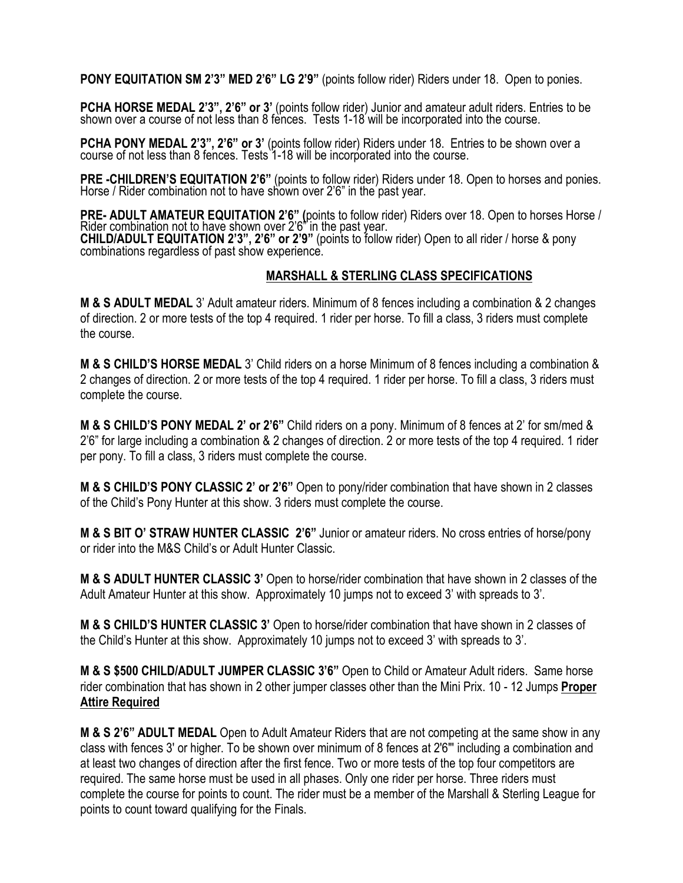**PONY EQUITATION SM 2'3" MED 2'6" LG 2'9"** (points follow rider) Riders under 18. Open to ponies.

**PCHA HORSE MEDAL 2'3", 2'6" or 3'** (points follow rider) Junior and amateur adult riders. Entries to be shown over a course of not less than 8 fences. Tests 1-18 will be incorporated into the course.

**PCHA PONY MEDAL 2'3", 2'6" or 3'** (points follow rider) Riders under 18. Entries to be shown over a course of not less than 8 fences. Tests 1-18 will be incorporated into the course.

**PRE -CHILDREN'S EQUITATION 2'6"** (points to follow rider) Riders under 18. Open to horses and ponies. Horse / Rider combination not to have shown over 2'6" in the past year.

**PRE- ADULT AMATEUR EQUITATION 2'6" (**points to follow rider) Riders over 18. Open to horses Horse / Rider combination not to have shown over 2'6" in the past year.
**CHILD/ADULT EQUITATION 2'3", 2'6" or 2'9"** (points to follow rider) Open to all rider / horse & pony combinations regardless of past show experience.

## MARSHALL & STERLING CLASS SPECIFICATIONS

**M & S ADULT MEDAL** 3' Adult amateur riders. Minimum of 8 fences including a combination & 2 changes of direction. 2 or more tests of the top 4 required. 1 rider per horse. To fill a class, 3 riders must complete the course.

**M & S CHILD'S HORSE MEDAL** 3' Child riders on a horse Minimum of 8 fences including a combination & 2 changes of direction. 2 or more tests of the top 4 required. 1 rider per horse. To fill a class, 3 riders must complete the course.

**M & S CHILD'S PONY MEDAL 2' or 2'6"** Child riders on a pony. Minimum of 8 fences at 2' for sm/med & 2'6" for large including a combination & 2 changes of direction. 2 or more tests of the top 4 required. 1 rider per pony. To fill a class, 3 riders must complete the course.

**M & S CHILD'S PONY CLASSIC 2' or 2'6"** Open to pony/rider combination that have shown in 2 classes of the Child's Pony Hunter at this show. 3 riders must complete the course.

**M & S BIT O' STRAW HUNTER CLASSIC 2'6"** Junior or amateur riders. No cross entries of horse/pony or rider into the M&S Child's or Adult Hunter Classic.

**M & S ADULT HUNTER CLASSIC 3'** Open to horse/rider combination that have shown in 2 classes of the Adult Amateur Hunter at this show. Approximately 10 jumps not to exceed 3' with spreads to 3'.

**M & S CHILD'S HUNTER CLASSIC 3'** Open to horse/rider combination that have shown in 2 classes of the Child's Hunter at this show. Approximately 10 jumps not to exceed 3' with spreads to 3'.

**M & S $500 CHILD/ADULT JUMPER CLASSIC 3'6"** Open to Child or Amateur Adult riders. Same horse rider combination that has shown in 2 other jumper classes other than the Mini Prix. 10 - 12 Jumps **Proper Attire Required**

**M & S 2'6" ADULT MEDAL** Open to Adult Amateur Riders that are not competing at the same show in any class with fences 3' or higher. To be shown over minimum of 8 fences at 2'6"' including a combination and at least two changes of direction after the first fence. Two or more tests of the top four competitors are required. The same horse must be used in all phases. Only one rider per horse. Three riders must complete the course for points to count. The rider must be a member of the Marshall & Sterling League for points to count toward qualifying for the Finals.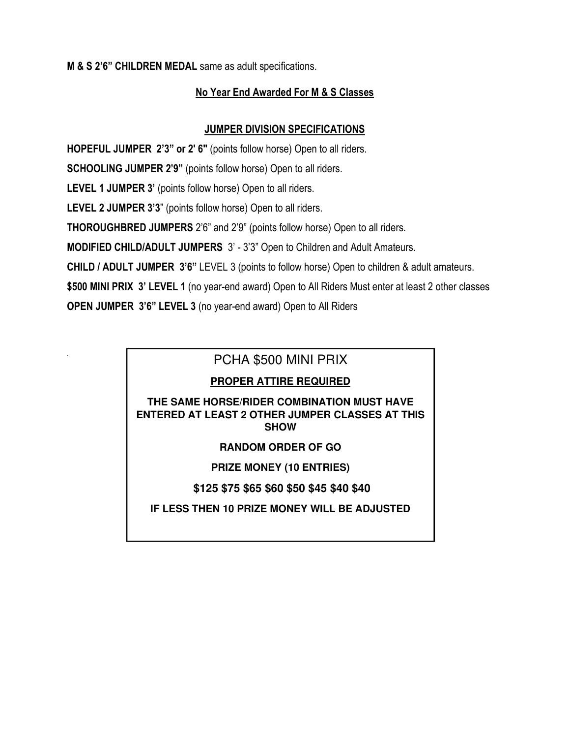**M & S 2'6" CHILDREN MEDAL** same as adult specifications.

**No Year End Awarded For M & S Classes**

## JUMPER DIVISION SPECIFICATIONS

**HOPEFUL JUMPER 2'3" or 2' 6"** (points follow horse) Open to all riders.

**SCHOOLING JUMPER 2'9"** (points follow horse) Open to all riders.

**LEVEL 1 JUMPER 3'** (points follow horse) Open to all riders.

**LEVEL 2 JUMPER 3'3"** (points follow horse) Open to all riders.

**THOROUGHBRED JUMPERS** 2'6" and 2'9" (points follow horse) Open to all riders.

**MODIFIED CHILD/ADULT JUMPERS** 3' - 3'3" Open to Children and Adult Amateurs.

**CHILD / ADULT JUMPER 3'6"** LEVEL 3 (points to follow horse) Open to children & adult amateurs.

**$500 MINI PRIX 3' LEVEL 1** (no year-end award) Open to All Riders Must enter at least 2 other classes

**OPEN JUMPER 3'6" LEVEL 3** (no year-end award) Open to All Riders

## PCHA $500 MINI PRIX

**PROPER ATTIRE REQUIRED**

**THE SAME HORSE/RIDER COMBINATION MUST HAVE ENTERED AT LEAST 2 OTHER JUMPER CLASSES AT THIS SHOW**

**RANDOM ORDER OF GO**

**PRIZE MONEY (10 ENTRIES)**

**$125 $75 $65 $60 $50 $45 $40 $40**

**IF LESS THEN 10 PRIZE MONEY WILL BE ADJUSTED**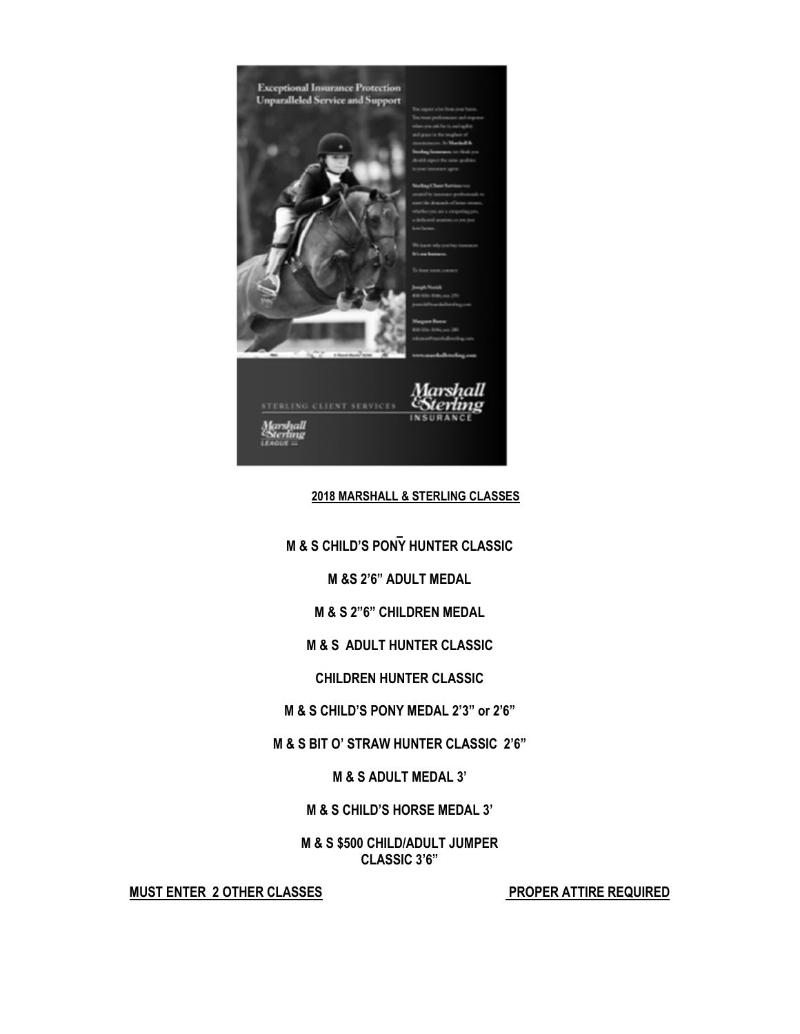**2018 MARSHALL & STERLING CLASSES**

**M & S CHILD'S PONY HUNTER CLASSIC**

**M &S 2'6" ADULT MEDAL**

**M & S 2"6" CHILDREN MEDAL**

**M & S ADULT HUNTER CLASSIC**

**CHILDREN HUNTER CLASSIC**

**M & S CHILD'S PONY MEDAL 2'3" or 2'6"**

**M & S BIT O' STRAW HUNTER CLASSIC 2'6"**

**M & S ADULT MEDAL 3'**

**M & S CHILD'S HORSE MEDAL 3'**

**M & S $500 CHILD/ADULT JUMPER CLASSIC 3'6"**

**MUST ENTER 2 OTHER CLASSES**

**PROPER ATTIRE REQUIRED**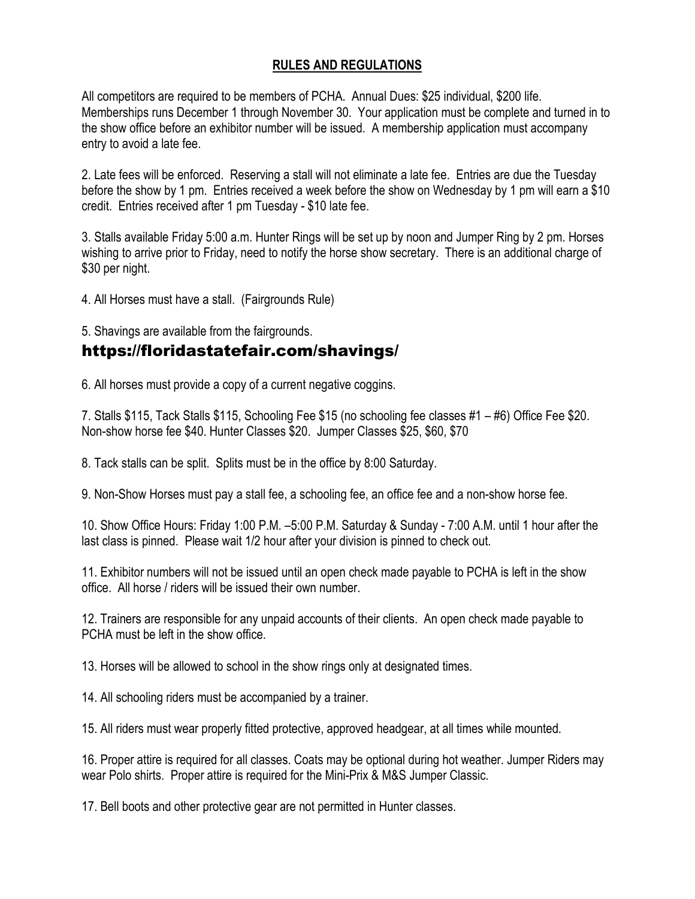## RULES AND REGULATIONS

All competitors are required to be members of PCHA. Annual Dues: $25 individual, $200 life. Memberships runs December 1 through November 30. Your application must be complete and turned in to the show office before an exhibitor number will be issued. A membership application must accompany entry to avoid a late fee.

2. Late fees will be enforced. Reserving a stall will not eliminate a late fee. Entries are due the Tuesday before the show by 1 pm. Entries received a week before the show on Wednesday by 1 pm will earn a $10 credit. Entries received after 1 pm Tuesday - $10 late fee.

3. Stalls available Friday 5:00 a.m. Hunter Rings will be set up by noon and Jumper Ring by 2 pm. Horses wishing to arrive prior to Friday, need to notify the horse show secretary. There is an additional charge of $30 per night.

4. All Horses must have a stall. (Fairgrounds Rule)

5. Shavings are available from the fairgrounds.

### https://floridastatefair.com/shavings/

6. All horses must provide a copy of a current negative coggins.

7. Stalls $115, Tack Stalls $115, Schooling Fee $15 (no schooling fee classes #1 – #6) Office Fee $20. Non-show horse fee $40. Hunter Classes $20. Jumper Classes $25, $60, $70

8. Tack stalls can be split. Splits must be in the office by 8:00 Saturday.

9. Non-Show Horses must pay a stall fee, a schooling fee, an office fee and a non-show horse fee.

10. Show Office Hours: Friday 1:00 P.M. –5:00 P.M. Saturday & Sunday - 7:00 A.M. until 1 hour after the last class is pinned. Please wait 1/2 hour after your division is pinned to check out.

11. Exhibitor numbers will not be issued until an open check made payable to PCHA is left in the show office. All horse / riders will be issued their own number.

12. Trainers are responsible for any unpaid accounts of their clients. An open check made payable to PCHA must be left in the show office.

13. Horses will be allowed to school in the show rings only at designated times.

14. All schooling riders must be accompanied by a trainer.

15. All riders must wear properly fitted protective, approved headgear, at all times while mounted.

16. Proper attire is required for all classes. Coats may be optional during hot weather. Jumper Riders may wear Polo shirts. Proper attire is required for the Mini-Prix & M&S Jumper Classic.

17. Bell boots and other protective gear are not permitted in Hunter classes.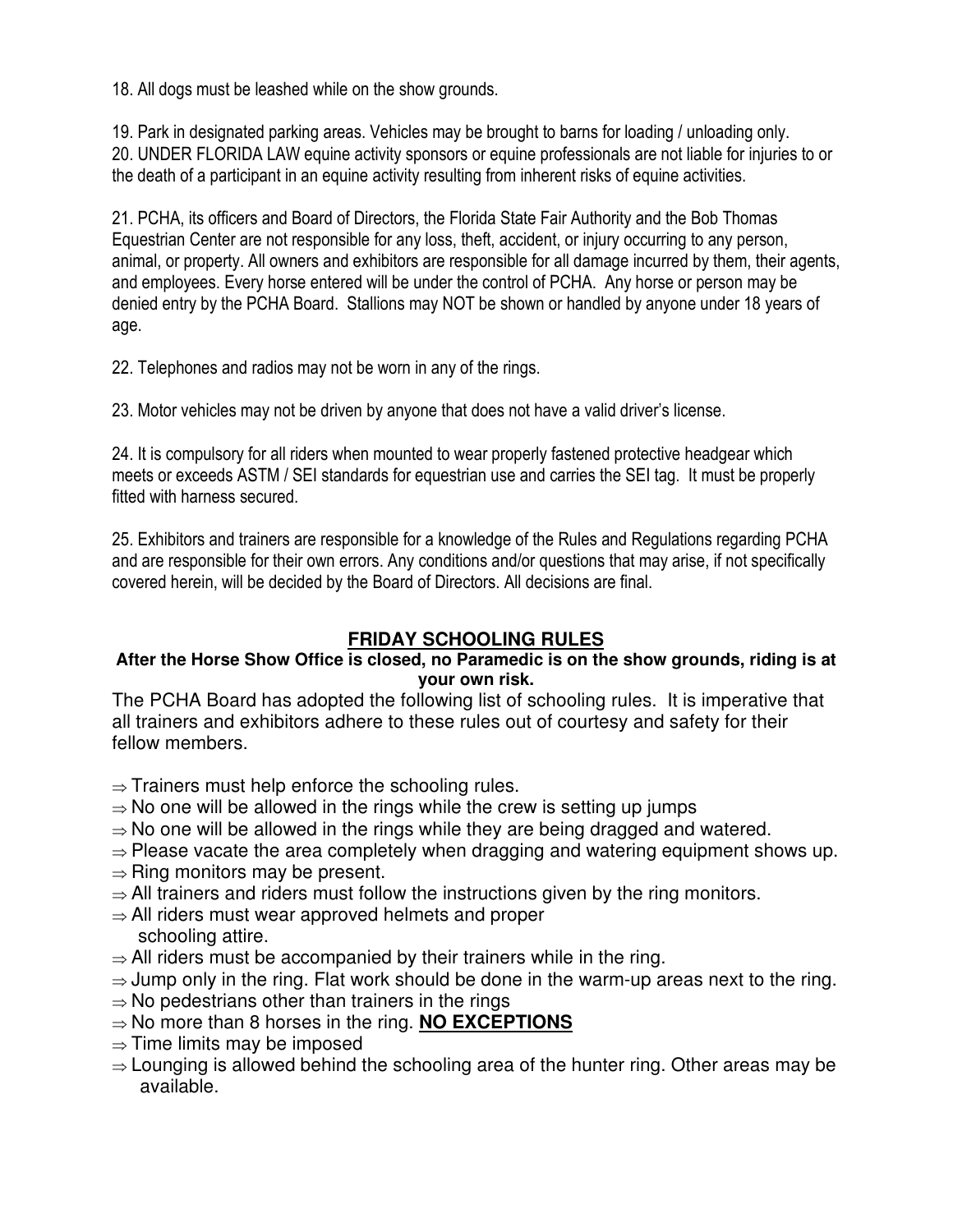18. All dogs must be leashed while on the show grounds.

19. Park in designated parking areas. Vehicles may be brought to barns for loading / unloading only.
20. UNDER FLORIDA LAW equine activity sponsors or equine professionals are not liable for injuries to or the death of a participant in an equine activity resulting from inherent risks of equine activities.

21. PCHA, its officers and Board of Directors, the Florida State Fair Authority and the Bob Thomas Equestrian Center are not responsible for any loss, theft, accident, or injury occurring to any person, animal, or property. All owners and exhibitors are responsible for all damage incurred by them, their agents, and employees. Every horse entered will be under the control of PCHA. Any horse or person may be denied entry by the PCHA Board. Stallions may NOT be shown or handled by anyone under 18 years of age.

22. Telephones and radios may not be worn in any of the rings.

23. Motor vehicles may not be driven by anyone that does not have a valid driver's license.

24. It is compulsory for all riders when mounted to wear properly fastened protective headgear which meets or exceeds ASTM / SEI standards for equestrian use and carries the SEI tag. It must be properly fitted with harness secured.

25. Exhibitors and trainers are responsible for a knowledge of the Rules and Regulations regarding PCHA and are responsible for their own errors. Any conditions and/or questions that may arise, if not specifically covered herein, will be decided by the Board of Directors. All decisions are final.

## FRIDAY SCHOOLING RULES

**After the Horse Show Office is closed, no Paramedic is on the show grounds, riding is at your own risk.**

The PCHA Board has adopted the following list of schooling rules. It is imperative that all trainers and exhibitors adhere to these rules out of courtesy and safety for their fellow members.

- ⇒ Trainers must help enforce the schooling rules.
- ⇒ No one will be allowed in the rings while the crew is setting up jumps
- ⇒ No one will be allowed in the rings while they are being dragged and watered.
- ⇒ Please vacate the area completely when dragging and watering equipment shows up.
- ⇒ Ring monitors may be present.
- ⇒ All trainers and riders must follow the instructions given by the ring monitors.
- ⇒ All riders must wear approved helmets and proper schooling attire.
- ⇒ All riders must be accompanied by their trainers while in the ring.
- ⇒ Jump only in the ring. Flat work should be done in the warm-up areas next to the ring.
- ⇒ No pedestrians other than trainers in the rings
- ⇒ No more than 8 horses in the ring. **NO EXCEPTIONS**
- ⇒ Time limits may be imposed
- ⇒ Lounging is allowed behind the schooling area of the hunter ring. Other areas may be available.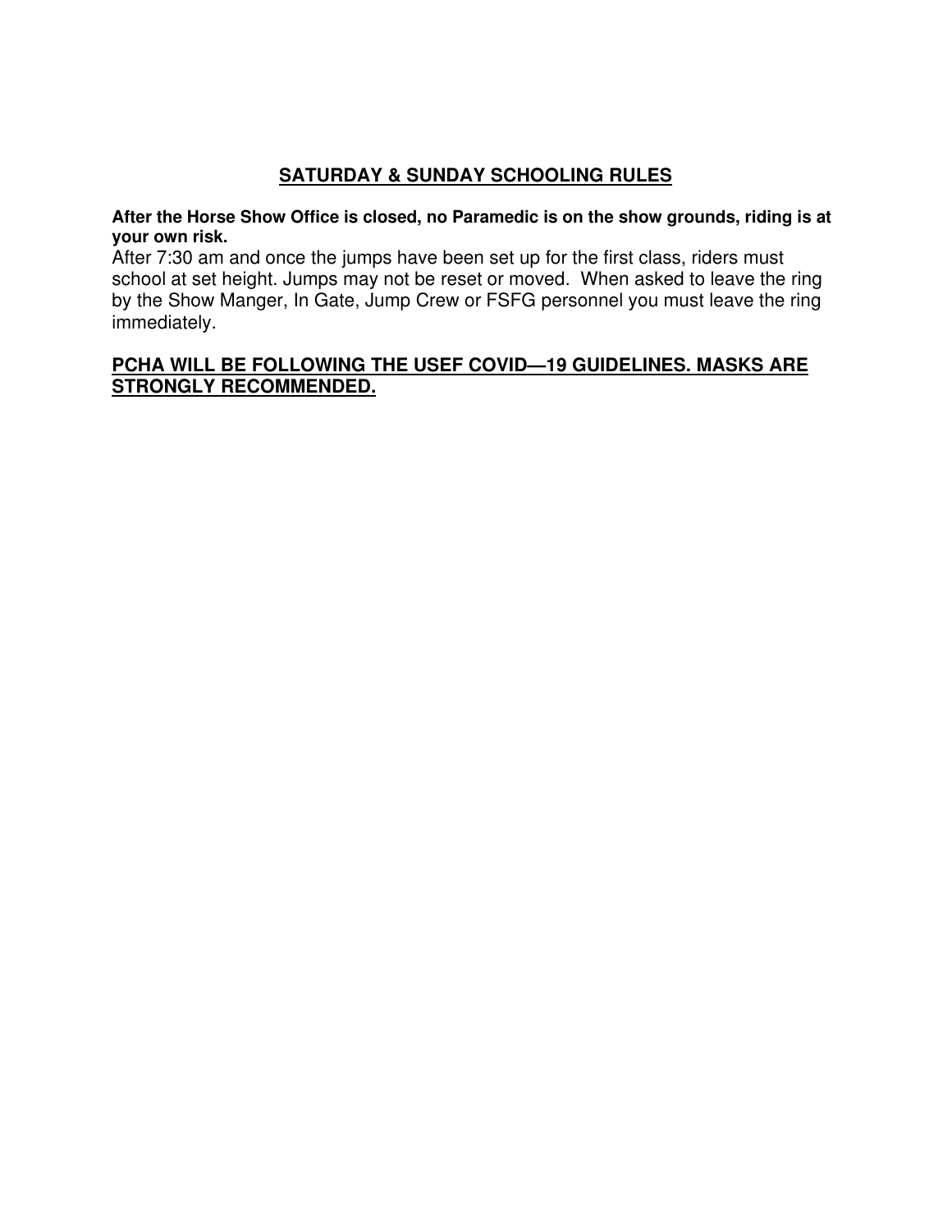## SATURDAY & SUNDAY SCHOOLING RULES

**After the Horse Show Office is closed, no Paramedic is on the show grounds, riding is at your own risk.**

After 7:30 am and once the jumps have been set up for the first class, riders must school at set height. Jumps may not be reset or moved. When asked to leave the ring by the Show Manger, In Gate, Jump Crew or FSFG personnel you must leave the ring immediately.

**PCHA WILL BE FOLLOWING THE USEF COVID—19 GUIDELINES. MASKS ARE STRONGLY RECOMMENDED.**